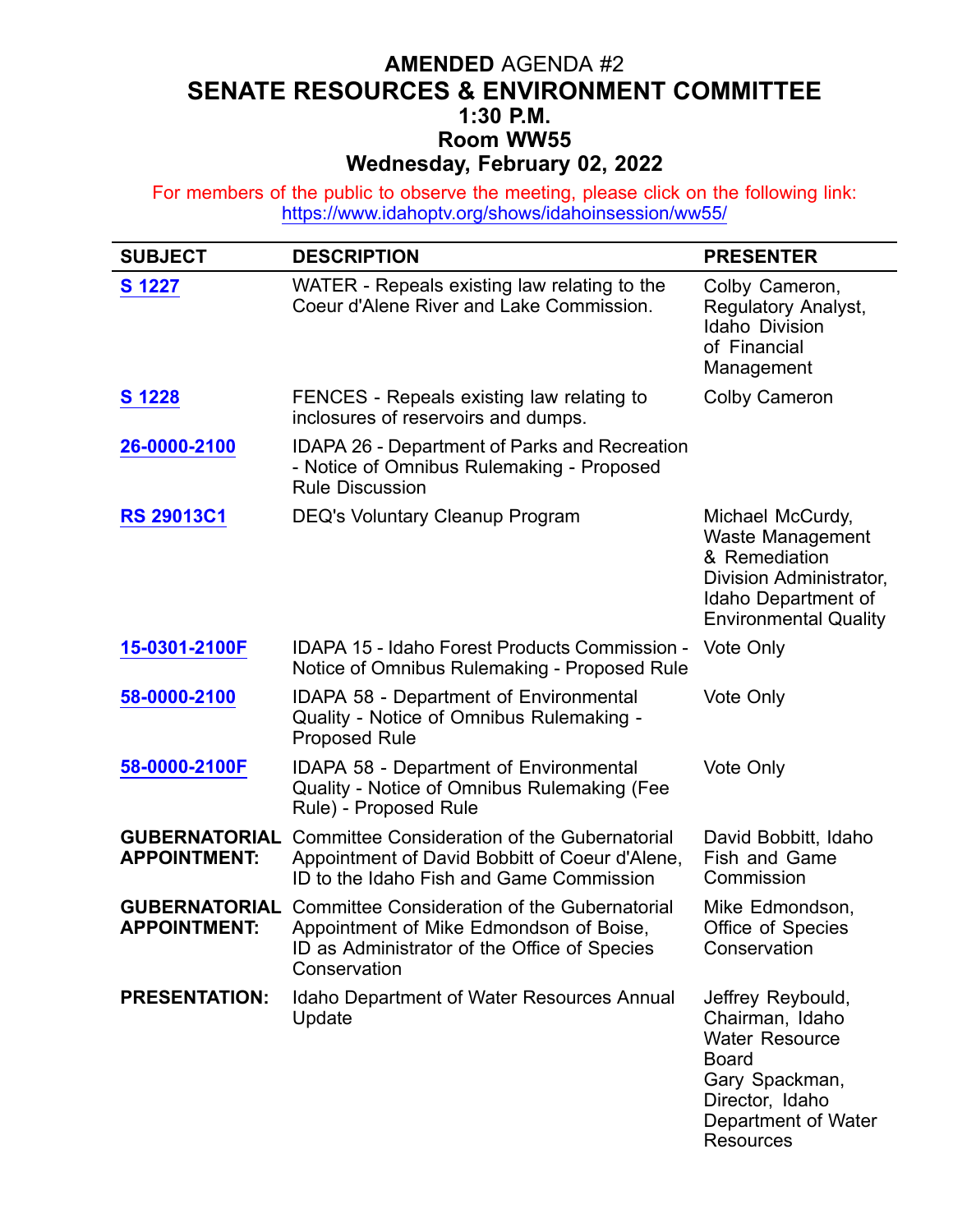# **AMENDED** AGENDA #2
# SENATE RESOURCES & ENVIRONMENT COMMITTEE
## 1:30 P.M.
## Room WW55
## Wednesday, February 02, 2022

For members of the public to observe the meeting, please click on the following link: https://www.idahoptv.org/shows/idahoinsession/ww55/

| SUBJECT | DESCRIPTION | PRESENTER |
|---|---|---|
| **S 1227** | WATER - Repeals existing law relating to the Coeur d'Alene River and Lake Commission. | Colby Cameron, Regulatory Analyst, Idaho Division of Financial Management |
| **S 1228** | FENCES - Repeals existing law relating to inclosures of reservoirs and dumps. | Colby Cameron |
| **26-0000-2100** | IDAPA 26 - Department of Parks and Recreation - Notice of Omnibus Rulemaking - Proposed Rule Discussion | |
| **RS 29013C1** | DEQ's Voluntary Cleanup Program | Michael McCurdy, Waste Management & Remediation Division Administrator, Idaho Department of Environmental Quality |
| **15-0301-2100F** | IDAPA 15 - Idaho Forest Products Commission - Notice of Omnibus Rulemaking - Proposed Rule | Vote Only |
| **58-0000-2100** | IDAPA 58 - Department of Environmental Quality - Notice of Omnibus Rulemaking - Proposed Rule | Vote Only |
| **58-0000-2100F** | IDAPA 58 - Department of Environmental Quality - Notice of Omnibus Rulemaking (Fee Rule) - Proposed Rule | Vote Only |
| **GUBERNATORIAL APPOINTMENT:** | Committee Consideration of the Gubernatorial Appointment of David Bobbitt of Coeur d'Alene, ID to the Idaho Fish and Game Commission | David Bobbitt, Idaho Fish and Game Commission |
| **GUBERNATORIAL APPOINTMENT:** | Committee Consideration of the Gubernatorial Appointment of Mike Edmondson of Boise, ID as Administrator of the Office of Species Conservation | Mike Edmondson, Office of Species Conservation |
| **PRESENTATION:** | Idaho Department of Water Resources Annual Update | Jeffrey Reybould, Chairman, Idaho Water Resource Board<br>Gary Spackman, Director, Idaho Department of Water Resources |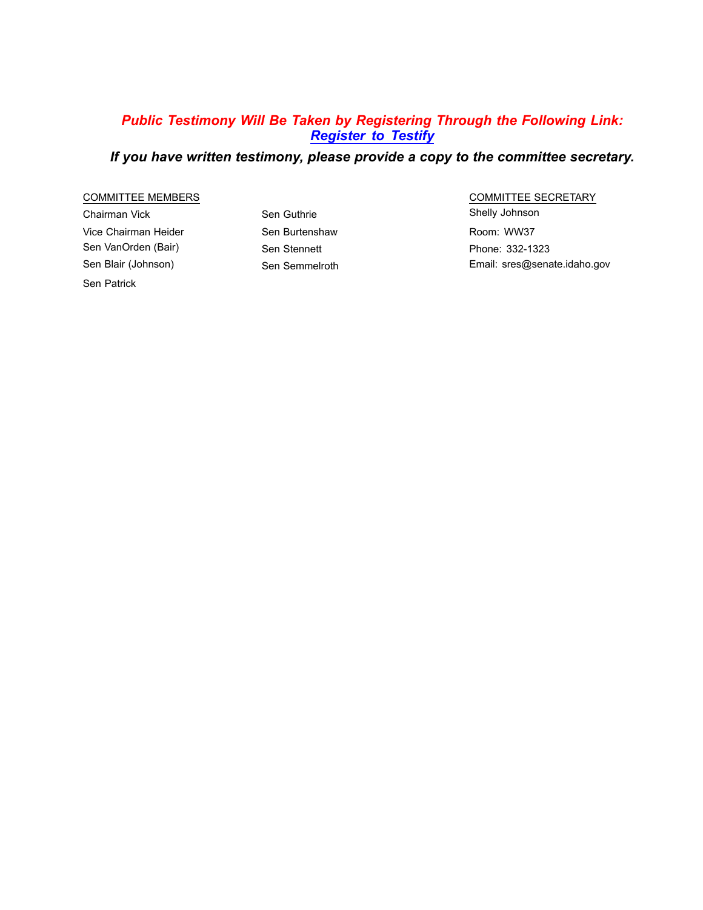***Public Testimony Will Be Taken by Registering Through the Following Link:***
***Register to Testify***

***If you have written testimony, please provide a copy to the committee secretary.***

| COMMITTEE MEMBERS | | COMMITTEE SECRETARY |
| --- | --- | --- |
| Chairman Vick | Sen Guthrie | Shelly Johnson |
| Vice Chairman Heider | Sen Burtenshaw | Room: WW37 |
| Sen VanOrden (Bair) | Sen Stennett | Phone: 332-1323 |
| Sen Blair (Johnson) | Sen Semmelroth | Email: sres@senate.idaho.gov |
| Sen Patrick | | |